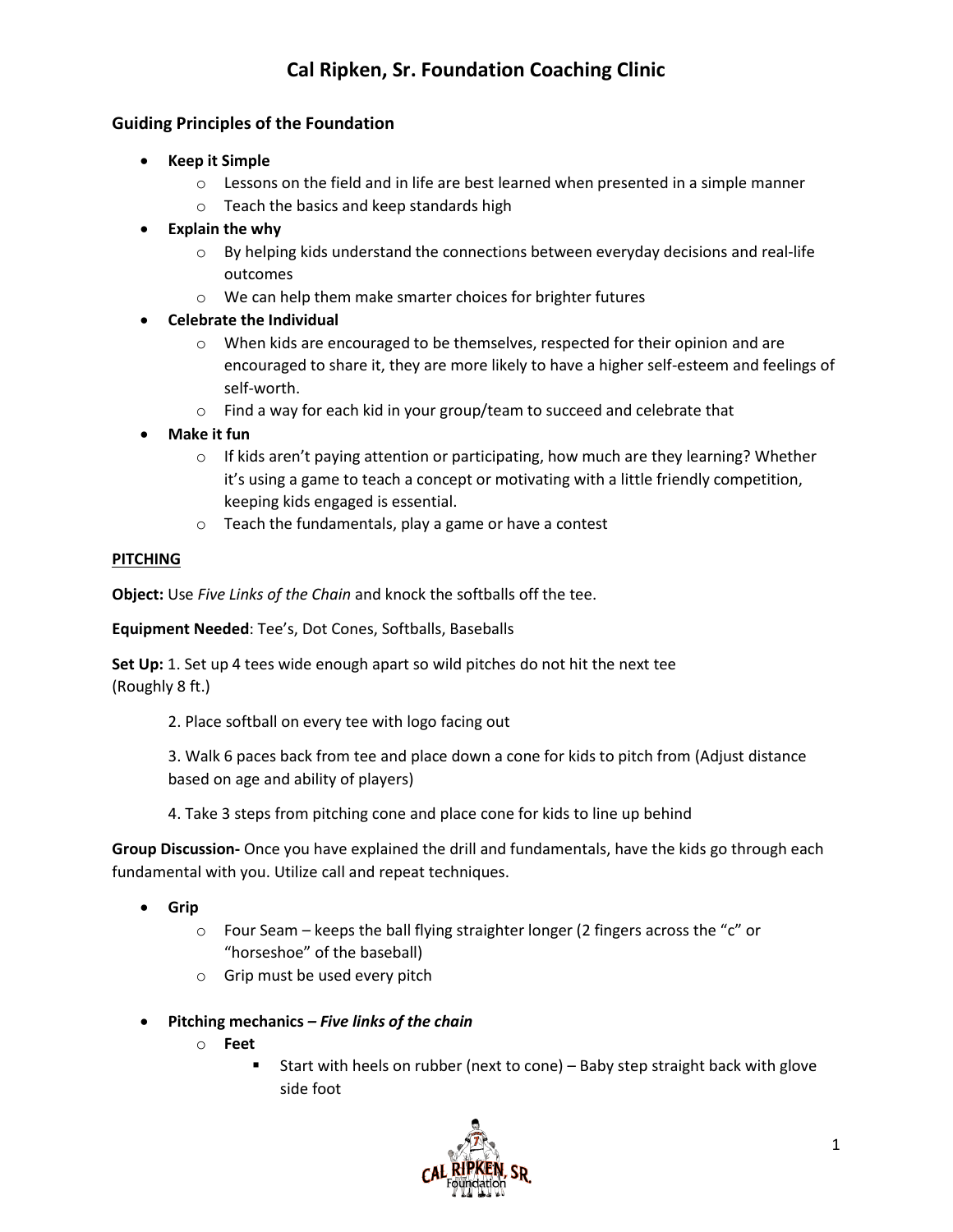# Cal Ripken, Sr. Foundation Coaching Clinic

### Guiding Principles of the Foundation

- **Keep it Simple**
  - Lessons on the field and in life are best learned when presented in a simple manner
  - Teach the basics and keep standards high
- **Explain the why**
  - By helping kids understand the connections between everyday decisions and real-life outcomes
  - We can help them make smarter choices for brighter futures
- **Celebrate the Individual**
  - When kids are encouraged to be themselves, respected for their opinion and are encouraged to share it, they are more likely to have a higher self-esteem and feelings of self-worth.
  - Find a way for each kid in your group/team to succeed and celebrate that
- **Make it fun**
  - If kids aren't paying attention or participating, how much are they learning? Whether it's using a game to teach a concept or motivating with a little friendly competition, keeping kids engaged is essential.
  - Teach the fundamentals, play a game or have a contest

**PITCHING**

**Object:** Use *Five Links of the Chain* and knock the softballs off the tee.

**Equipment Needed**: Tee's, Dot Cones, Softballs, Baseballs

**Set Up:** 1. Set up 4 tees wide enough apart so wild pitches do not hit the next tee (Roughly 8 ft.)

2. Place softball on every tee with logo facing out

3. Walk 6 paces back from tee and place down a cone for kids to pitch from (Adjust distance based on age and ability of players)

4. Take 3 steps from pitching cone and place cone for kids to line up behind

**Group Discussion-** Once you have explained the drill and fundamentals, have the kids go through each fundamental with you. Utilize call and repeat techniques.

- **Grip**
  - Four Seam – keeps the ball flying straighter longer (2 fingers across the "c" or "horseshoe" of the baseball)
  - Grip must be used every pitch
- **Pitching mechanics – *Five links of the chain***
  - **Feet**
    - Start with heels on rubber (next to cone) – Baby step straight back with glove side foot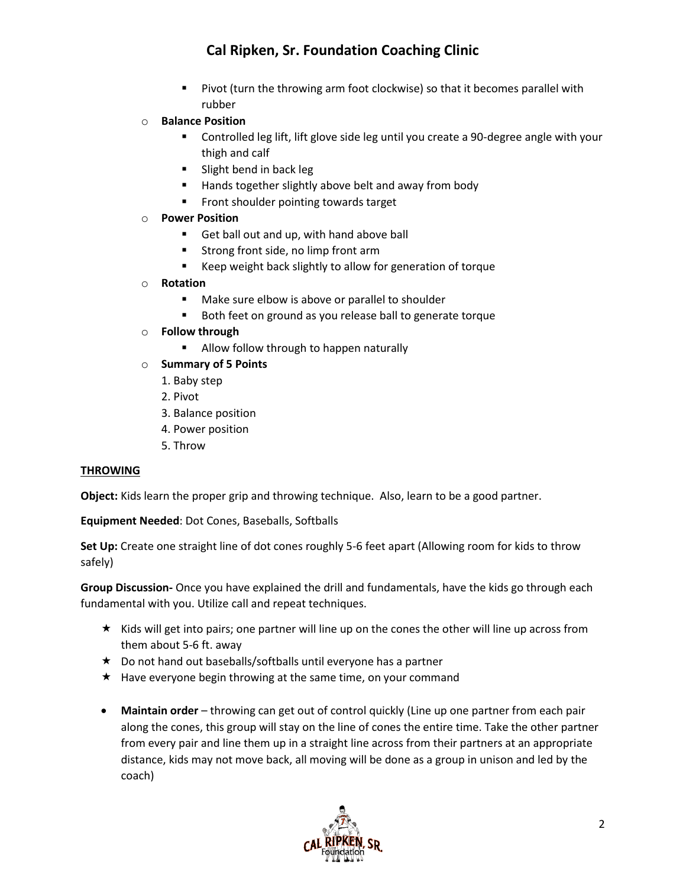- Pivot (turn the throwing arm foot clockwise) so that it becomes parallel with rubber

- **Balance Position**
  - Controlled leg lift, lift glove side leg until you create a 90-degree angle with your thigh and calf
  - Slight bend in back leg
  - Hands together slightly above belt and away from body
  - Front shoulder pointing towards target
- **Power Position**
  - Get ball out and up, with hand above ball
  - Strong front side, no limp front arm
  - Keep weight back slightly to allow for generation of torque
- **Rotation**
  - Make sure elbow is above or parallel to shoulder
  - Both feet on ground as you release ball to generate torque
- **Follow through**
  - Allow follow through to happen naturally
- **Summary of 5 Points**
  1. Baby step
  2. Pivot
  3. Balance position
  4. Power position
  5. Throw

**THROWING**

**Object:** Kids learn the proper grip and throwing technique. Also, learn to be a good partner.

**Equipment Needed**: Dot Cones, Baseballs, Softballs

**Set Up:** Create one straight line of dot cones roughly 5-6 feet apart (Allowing room for kids to throw safely)

**Group Discussion-** Once you have explained the drill and fundamentals, have the kids go through each fundamental with you. Utilize call and repeat techniques.

- ★ Kids will get into pairs; one partner will line up on the cones the other will line up across from them about 5-6 ft. away
- ★ Do not hand out baseballs/softballs until everyone has a partner
- ★ Have everyone begin throwing at the same time, on your command

- **Maintain order** – throwing can get out of control quickly (Line up one partner from each pair along the cones, this group will stay on the line of cones the entire time. Take the other partner from every pair and line them up in a straight line across from their partners at an appropriate distance, kids may not move back, all moving will be done as a group in unison and led by the coach)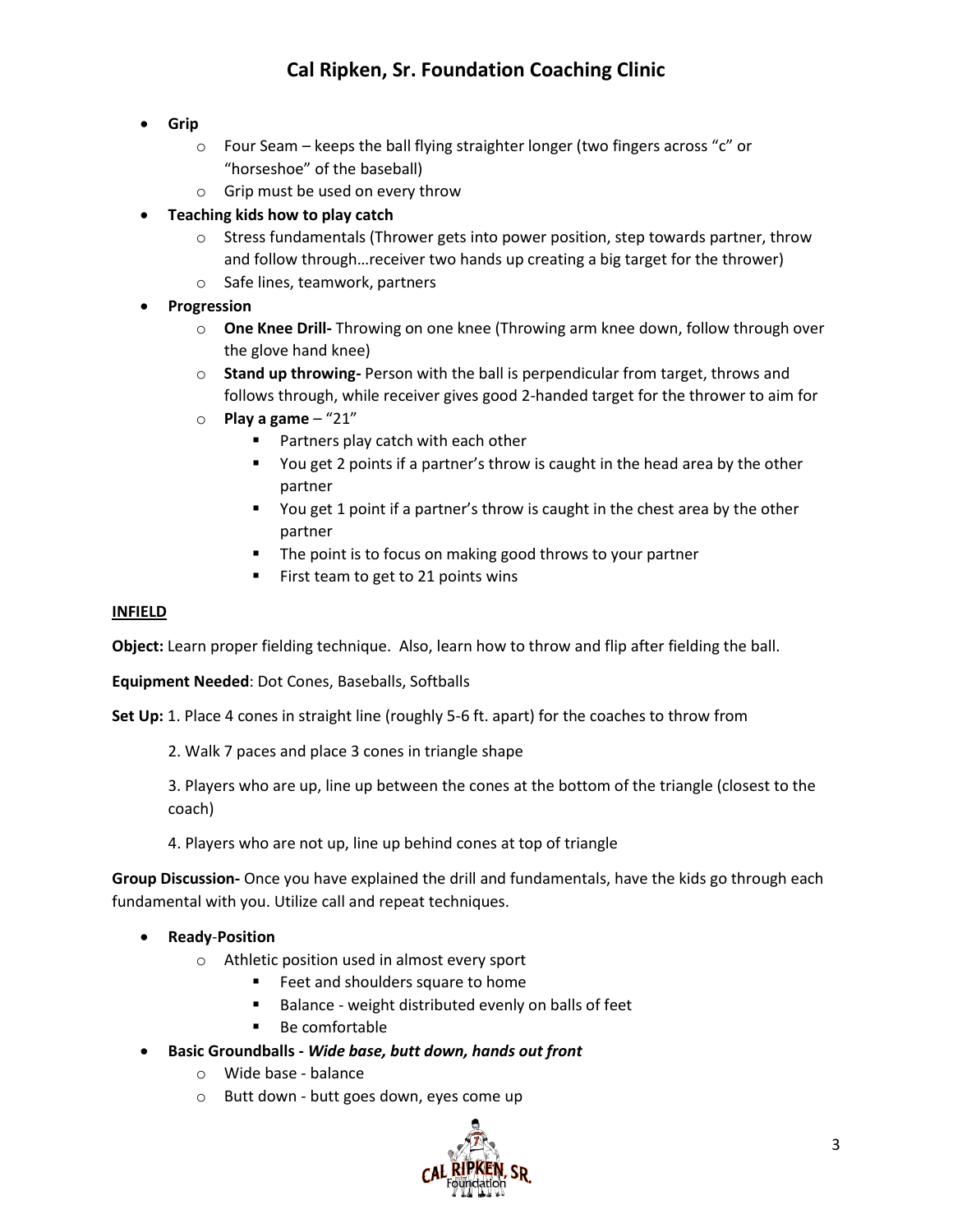- **Grip**
    - Four Seam – keeps the ball flying straighter longer (two fingers across "c" or "horseshoe" of the baseball)
    - Grip must be used on every throw
- **Teaching kids how to play catch**
    - Stress fundamentals (Thrower gets into power position, step towards partner, throw and follow through…receiver two hands up creating a big target for the thrower)
    - Safe lines, teamwork, partners
- **Progression**
    - **One Knee Drill-** Throwing on one knee (Throwing arm knee down, follow through over the glove hand knee)
    - **Stand up throwing-** Person with the ball is perpendicular from target, throws and follows through, while receiver gives good 2-handed target for the thrower to aim for
    - **Play a game** – "21"
        - Partners play catch with each other
        - You get 2 points if a partner's throw is caught in the head area by the other partner
        - You get 1 point if a partner's throw is caught in the chest area by the other partner
        - The point is to focus on making good throws to your partner
        - First team to get to 21 points wins

## INFIELD

**Object:** Learn proper fielding technique. Also, learn how to throw and flip after fielding the ball.

**Equipment Needed**: Dot Cones, Baseballs, Softballs

**Set Up:** 1. Place 4 cones in straight line (roughly 5-6 ft. apart) for the coaches to throw from

2. Walk 7 paces and place 3 cones in triangle shape

3. Players who are up, line up between the cones at the bottom of the triangle (closest to the coach)

4. Players who are not up, line up behind cones at top of triangle

**Group Discussion-** Once you have explained the drill and fundamentals, have the kids go through each fundamental with you. Utilize call and repeat techniques.

- **Ready-Position**
    - Athletic position used in almost every sport
        - Feet and shoulders square to home
        - Balance - weight distributed evenly on balls of feet
        - Be comfortable
- **Basic Groundballs -** ***Wide base, butt down, hands out front***
    - Wide base - balance
    - Butt down - butt goes down, eyes come up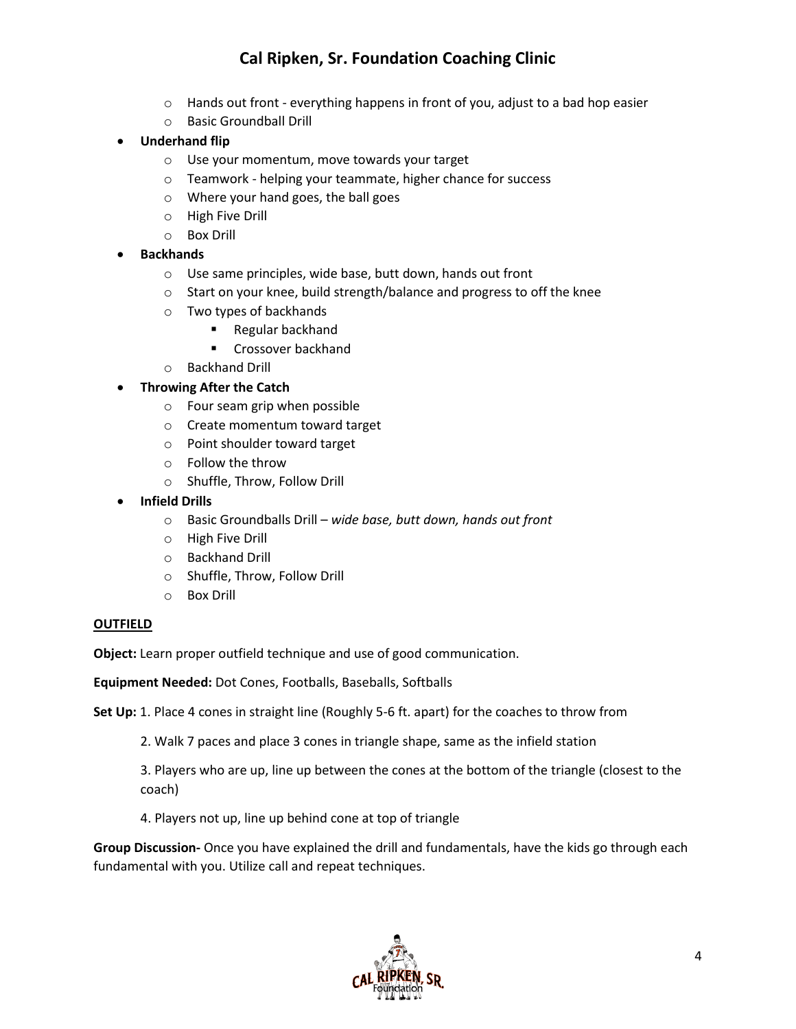- Hands out front - everything happens in front of you, adjust to a bad hop easier
  - Basic Groundball Drill
- **Underhand flip**
  - Use your momentum, move towards your target
  - Teamwork - helping your teammate, higher chance for success
  - Where your hand goes, the ball goes
  - High Five Drill
  - Box Drill
- **Backhands**
  - Use same principles, wide base, butt down, hands out front
  - Start on your knee, build strength/balance and progress to off the knee
  - Two types of backhands
    - Regular backhand
    - Crossover backhand
  - Backhand Drill
- **Throwing After the Catch**
  - Four seam grip when possible
  - Create momentum toward target
  - Point shoulder toward target
  - Follow the throw
  - Shuffle, Throw, Follow Drill
- **Infield Drills**
  - Basic Groundballs Drill – *wide base, butt down, hands out front*
  - High Five Drill
  - Backhand Drill
  - Shuffle, Throw, Follow Drill
  - Box Drill

**OUTFIELD**

**Object:** Learn proper outfield technique and use of good communication.

**Equipment Needed:** Dot Cones, Footballs, Baseballs, Softballs

**Set Up:** 1. Place 4 cones in straight line (Roughly 5-6 ft. apart) for the coaches to throw from

2. Walk 7 paces and place 3 cones in triangle shape, same as the infield station

3. Players who are up, line up between the cones at the bottom of the triangle (closest to the coach)

4. Players not up, line up behind cone at top of triangle

**Group Discussion-** Once you have explained the drill and fundamentals, have the kids go through each fundamental with you. Utilize call and repeat techniques.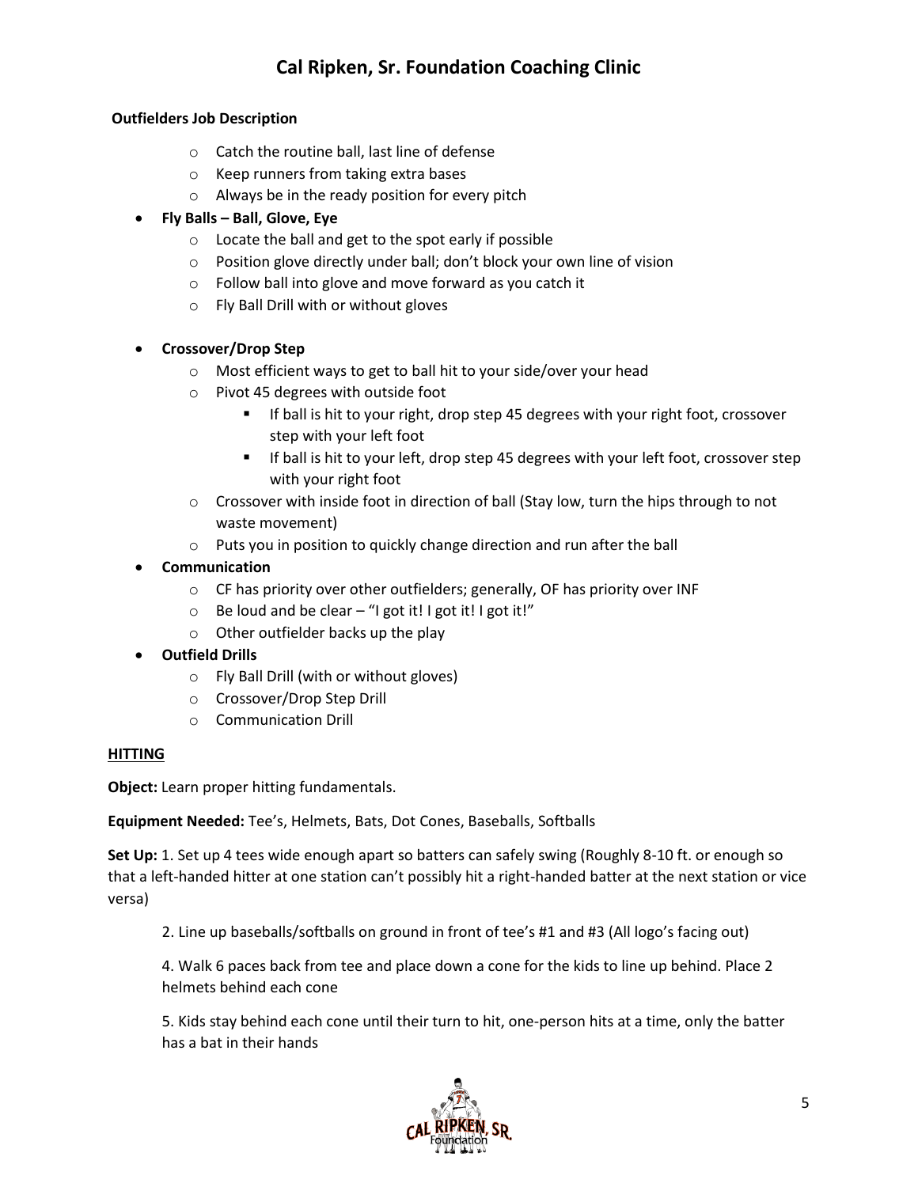**Outfielders Job Description**

- Catch the routine ball, last line of defense
- Keep runners from taking extra bases
- Always be in the ready position for every pitch

- **Fly Balls – Ball, Glove, Eye**
  - Locate the ball and get to the spot early if possible
  - Position glove directly under ball; don't block your own line of vision
  - Follow ball into glove and move forward as you catch it
  - Fly Ball Drill with or without gloves

- **Crossover/Drop Step**
  - Most efficient ways to get to ball hit to your side/over your head
  - Pivot 45 degrees with outside foot
    - If ball is hit to your right, drop step 45 degrees with your right foot, crossover step with your left foot
    - If ball is hit to your left, drop step 45 degrees with your left foot, crossover step with your right foot
  - Crossover with inside foot in direction of ball (Stay low, turn the hips through to not waste movement)
  - Puts you in position to quickly change direction and run after the ball
- **Communication**
  - CF has priority over other outfielders; generally, OF has priority over INF
  - Be loud and be clear – "I got it! I got it! I got it!"
  - Other outfielder backs up the play
- **Outfield Drills**
  - Fly Ball Drill (with or without gloves)
  - Crossover/Drop Step Drill
  - Communication Drill

**HITTING**

**Object:** Learn proper hitting fundamentals.

**Equipment Needed:** Tee's, Helmets, Bats, Dot Cones, Baseballs, Softballs

**Set Up:** 1. Set up 4 tees wide enough apart so batters can safely swing (Roughly 8-10 ft. or enough so that a left-handed hitter at one station can't possibly hit a right-handed batter at the next station or vice versa)

2. Line up baseballs/softballs on ground in front of tee's #1 and #3 (All logo's facing out)

4. Walk 6 paces back from tee and place down a cone for the kids to line up behind. Place 2 helmets behind each cone

5. Kids stay behind each cone until their turn to hit, one-person hits at a time, only the batter has a bat in their hands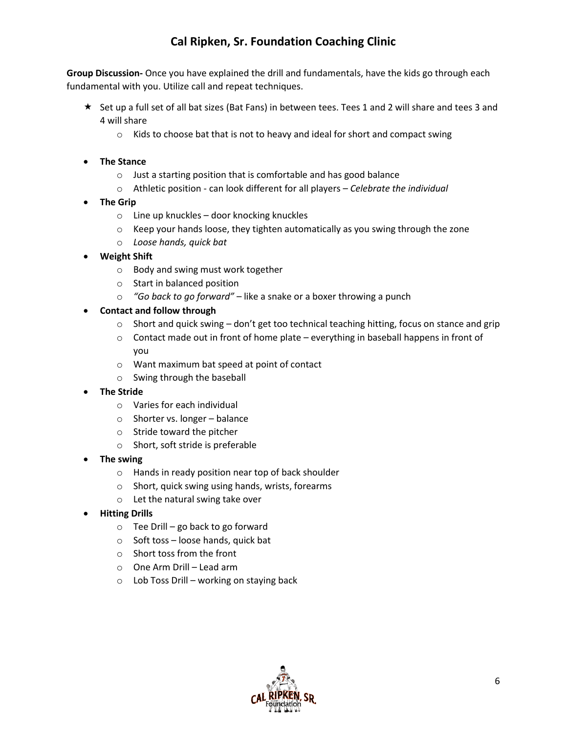# Cal Ripken, Sr. Foundation Coaching Clinic

**Group Discussion-** Once you have explained the drill and fundamentals, have the kids go through each fundamental with you. Utilize call and repeat techniques.

- ★ Set up a full set of all bat sizes (Bat Fans) in between tees. Tees 1 and 2 will share and tees 3 and 4 will share
  - Kids to choose bat that is not to heavy and ideal for short and compact swing

- **The Stance**
  - Just a starting position that is comfortable and has good balance
  - Athletic position - can look different for all players – *Celebrate the individual*
- **The Grip**
  - Line up knuckles – door knocking knuckles
  - Keep your hands loose, they tighten automatically as you swing through the zone
  - *Loose hands, quick bat*
- **Weight Shift**
  - Body and swing must work together
  - Start in balanced position
  - *"Go back to go forward"* – like a snake or a boxer throwing a punch
- **Contact and follow through**
  - Short and quick swing – don't get too technical teaching hitting, focus on stance and grip
  - Contact made out in front of home plate – everything in baseball happens in front of you
  - Want maximum bat speed at point of contact
  - Swing through the baseball
- **The Stride**
  - Varies for each individual
  - Shorter vs. longer – balance
  - Stride toward the pitcher
  - Short, soft stride is preferable
- **The swing**
  - Hands in ready position near top of back shoulder
  - Short, quick swing using hands, wrists, forearms
  - Let the natural swing take over
- **Hitting Drills**
  - Tee Drill – go back to go forward
  - Soft toss – loose hands, quick bat
  - Short toss from the front
  - One Arm Drill – Lead arm
  - Lob Toss Drill – working on staying back